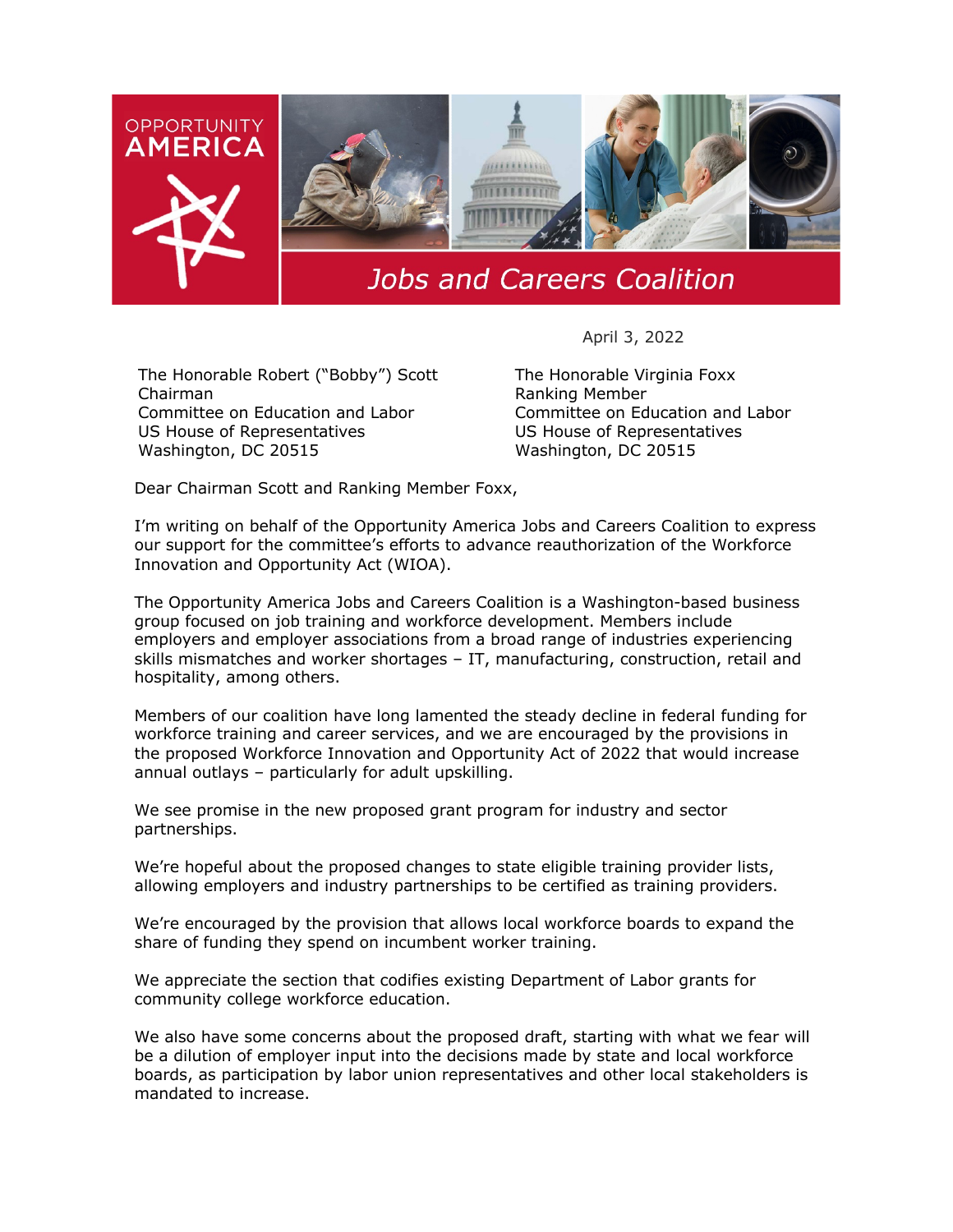OPPORTUNITY AMERICA

*Jobs and Careers Coalition*

April 3, 2022

The Honorable Robert ("Bobby") Scott
Chairman
Committee on Education and Labor
US House of Representatives
Washington, DC 20515

The Honorable Virginia Foxx
Ranking Member
Committee on Education and Labor
US House of Representatives
Washington, DC 20515

Dear Chairman Scott and Ranking Member Foxx,

I'm writing on behalf of the Opportunity America Jobs and Careers Coalition to express our support for the committee's efforts to advance reauthorization of the Workforce Innovation and Opportunity Act (WIOA).

The Opportunity America Jobs and Careers Coalition is a Washington-based business group focused on job training and workforce development. Members include employers and employer associations from a broad range of industries experiencing skills mismatches and worker shortages – IT, manufacturing, construction, retail and hospitality, among others.

Members of our coalition have long lamented the steady decline in federal funding for workforce training and career services, and we are encouraged by the provisions in the proposed Workforce Innovation and Opportunity Act of 2022 that would increase annual outlays – particularly for adult upskilling.

We see promise in the new proposed grant program for industry and sector partnerships.

We're hopeful about the proposed changes to state eligible training provider lists, allowing employers and industry partnerships to be certified as training providers.

We're encouraged by the provision that allows local workforce boards to expand the share of funding they spend on incumbent worker training.

We appreciate the section that codifies existing Department of Labor grants for community college workforce education.

We also have some concerns about the proposed draft, starting with what we fear will be a dilution of employer input into the decisions made by state and local workforce boards, as participation by labor union representatives and other local stakeholders is mandated to increase.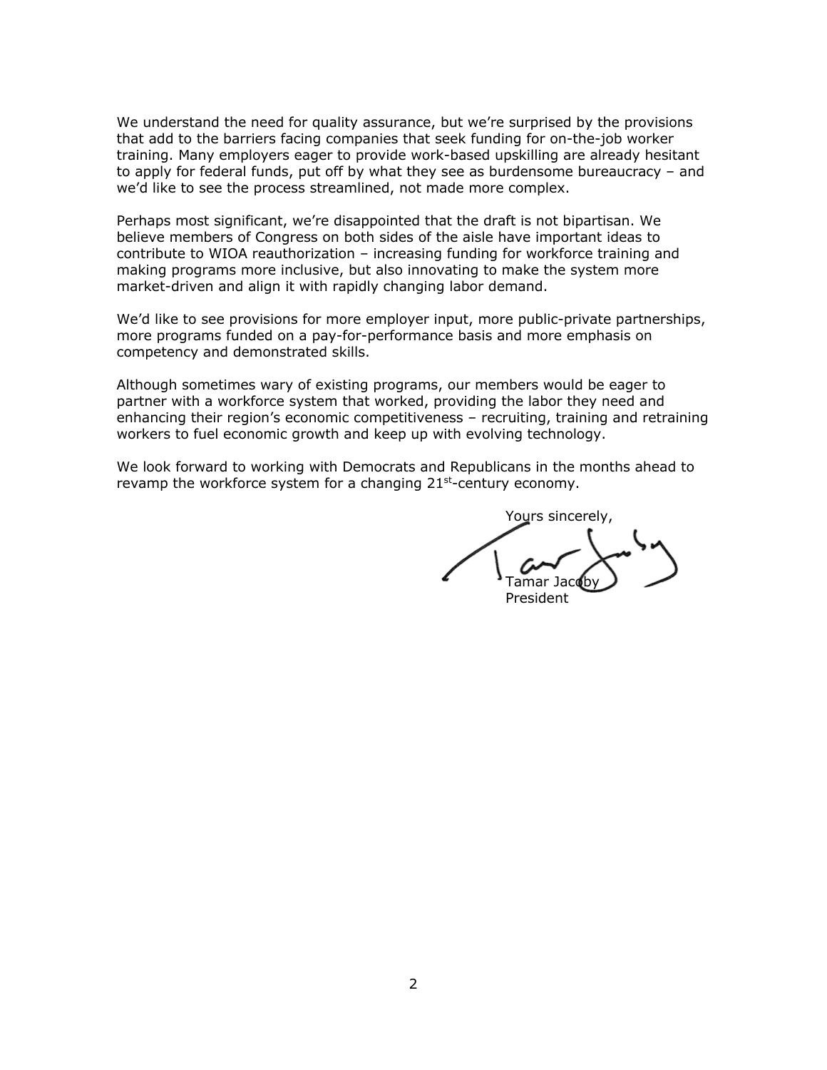We understand the need for quality assurance, but we're surprised by the provisions that add to the barriers facing companies that seek funding for on-the-job worker training. Many employers eager to provide work-based upskilling are already hesitant to apply for federal funds, put off by what they see as burdensome bureaucracy – and we'd like to see the process streamlined, not made more complex.

Perhaps most significant, we're disappointed that the draft is not bipartisan. We believe members of Congress on both sides of the aisle have important ideas to contribute to WIOA reauthorization – increasing funding for workforce training and making programs more inclusive, but also innovating to make the system more market-driven and align it with rapidly changing labor demand.

We'd like to see provisions for more employer input, more public-private partnerships, more programs funded on a pay-for-performance basis and more emphasis on competency and demonstrated skills.

Although sometimes wary of existing programs, our members would be eager to partner with a workforce system that worked, providing the labor they need and enhancing their region's economic competitiveness – recruiting, training and retraining workers to fuel economic growth and keep up with evolving technology.

We look forward to working with Democrats and Republicans in the months ahead to revamp the workforce system for a changing 21st-century economy.

Yours sincerely,

Tamar Jacoby
President